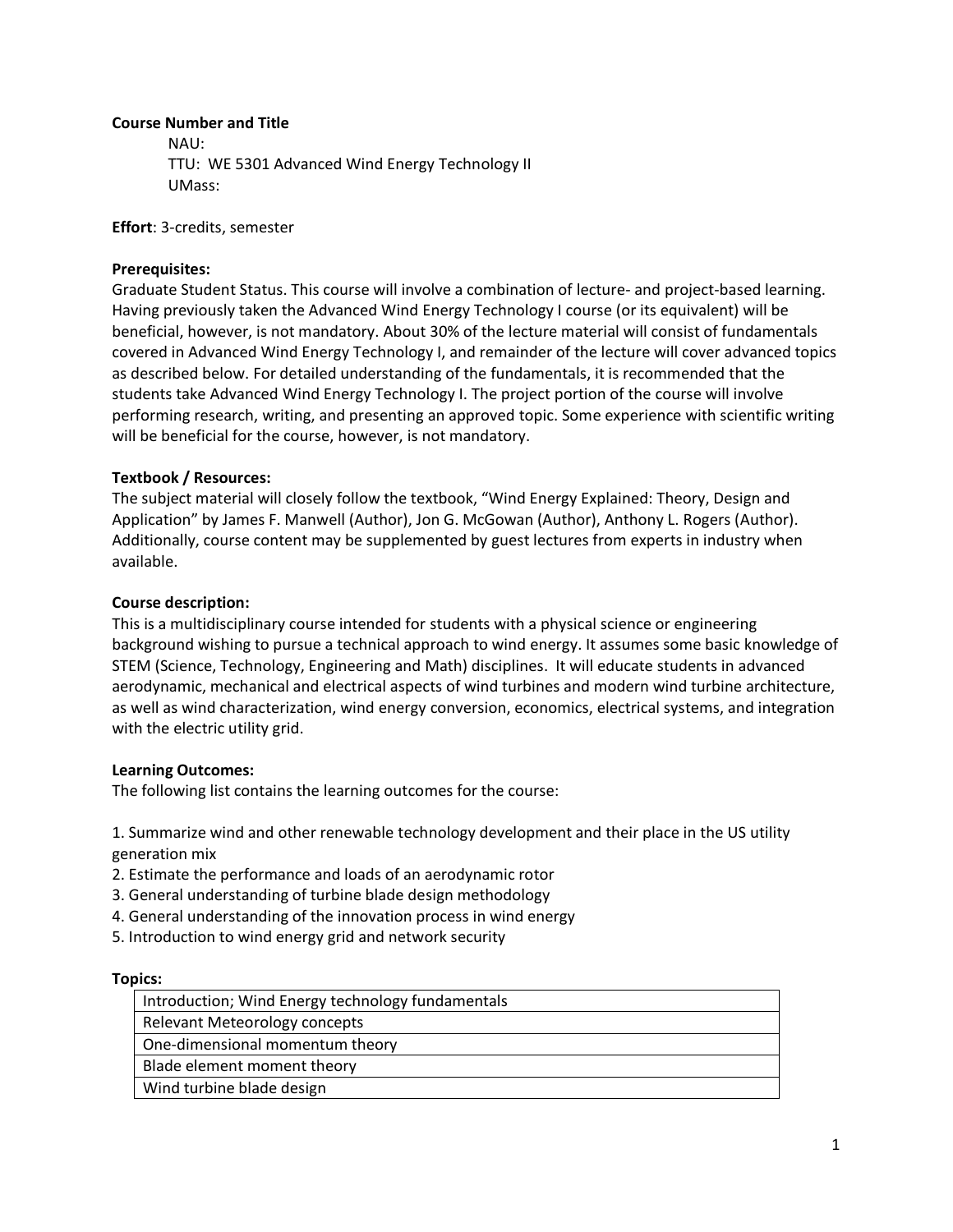**Course Number and Title**

NAU:
TTU: WE 5301 Advanced Wind Energy Technology II
UMass:

**Effort**: 3-credits, semester

**Prerequisites:**
Graduate Student Status. This course will involve a combination of lecture- and project-based learning. Having previously taken the Advanced Wind Energy Technology I course (or its equivalent) will be beneficial, however, is not mandatory. About 30% of the lecture material will consist of fundamentals covered in Advanced Wind Energy Technology I, and remainder of the lecture will cover advanced topics as described below. For detailed understanding of the fundamentals, it is recommended that the students take Advanced Wind Energy Technology I. The project portion of the course will involve performing research, writing, and presenting an approved topic. Some experience with scientific writing will be beneficial for the course, however, is not mandatory.

**Textbook / Resources:**
The subject material will closely follow the textbook, "Wind Energy Explained: Theory, Design and Application" by James F. Manwell (Author), Jon G. McGowan (Author), Anthony L. Rogers (Author). Additionally, course content may be supplemented by guest lectures from experts in industry when available.

**Course description:**
This is a multidisciplinary course intended for students with a physical science or engineering background wishing to pursue a technical approach to wind energy. It assumes some basic knowledge of STEM (Science, Technology, Engineering and Math) disciplines. It will educate students in advanced aerodynamic, mechanical and electrical aspects of wind turbines and modern wind turbine architecture, as well as wind characterization, wind energy conversion, economics, electrical systems, and integration with the electric utility grid.

**Learning Outcomes:**
The following list contains the learning outcomes for the course:

1. Summarize wind and other renewable technology development and their place in the US utility generation mix
2. Estimate the performance and loads of an aerodynamic rotor
3. General understanding of turbine blade design methodology
4. General understanding of the innovation process in wind energy
5. Introduction to wind energy grid and network security

**Topics:**

| Topics |
|---|
| Introduction; Wind Energy technology fundamentals |
| Relevant Meteorology concepts |
| One-dimensional momentum theory |
| Blade element moment theory |
| Wind turbine blade design |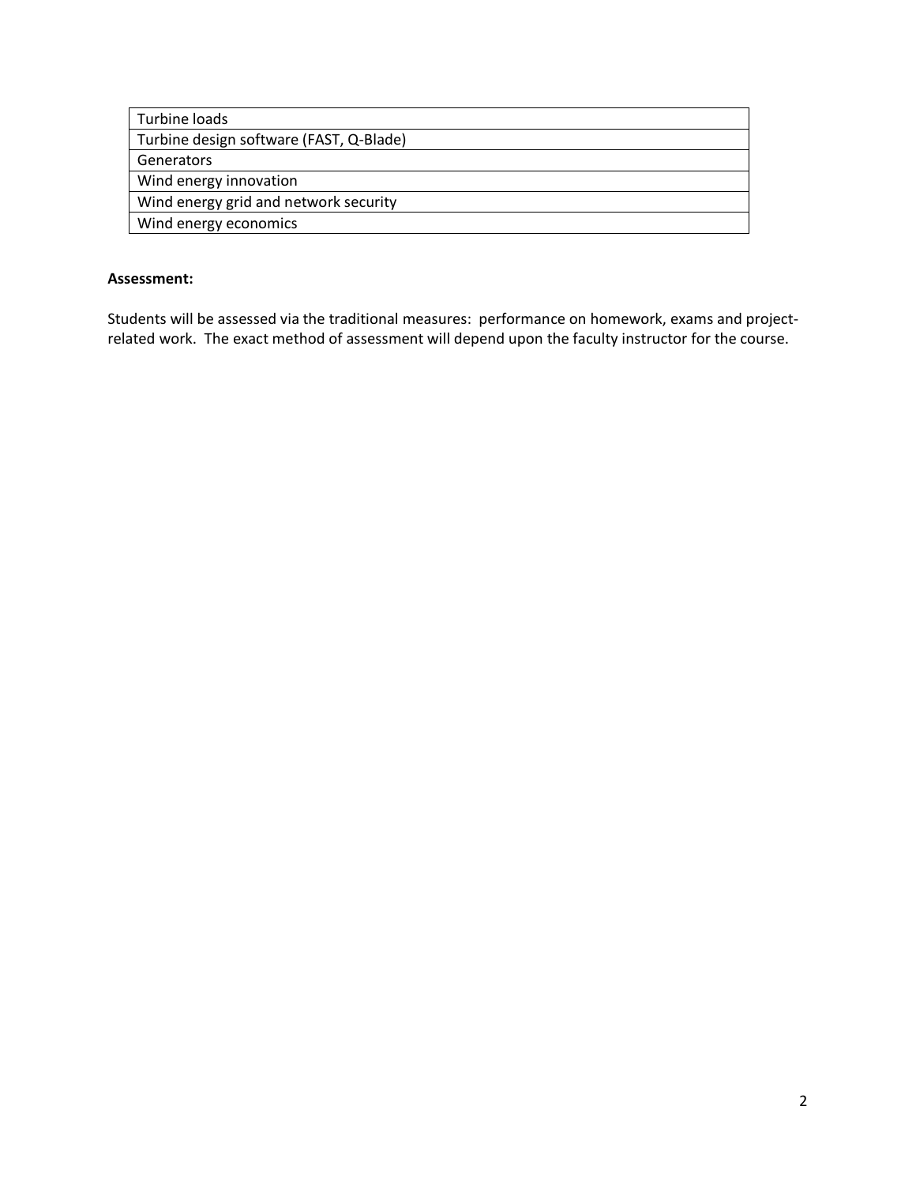| |
|---|
| Turbine loads |
| Turbine design software (FAST, Q-Blade) |
| Generators |
| Wind energy innovation |
| Wind energy grid and network security |
| Wind energy economics |

**Assessment:**

Students will be assessed via the traditional measures: performance on homework, exams and project-related work. The exact method of assessment will depend upon the faculty instructor for the course.